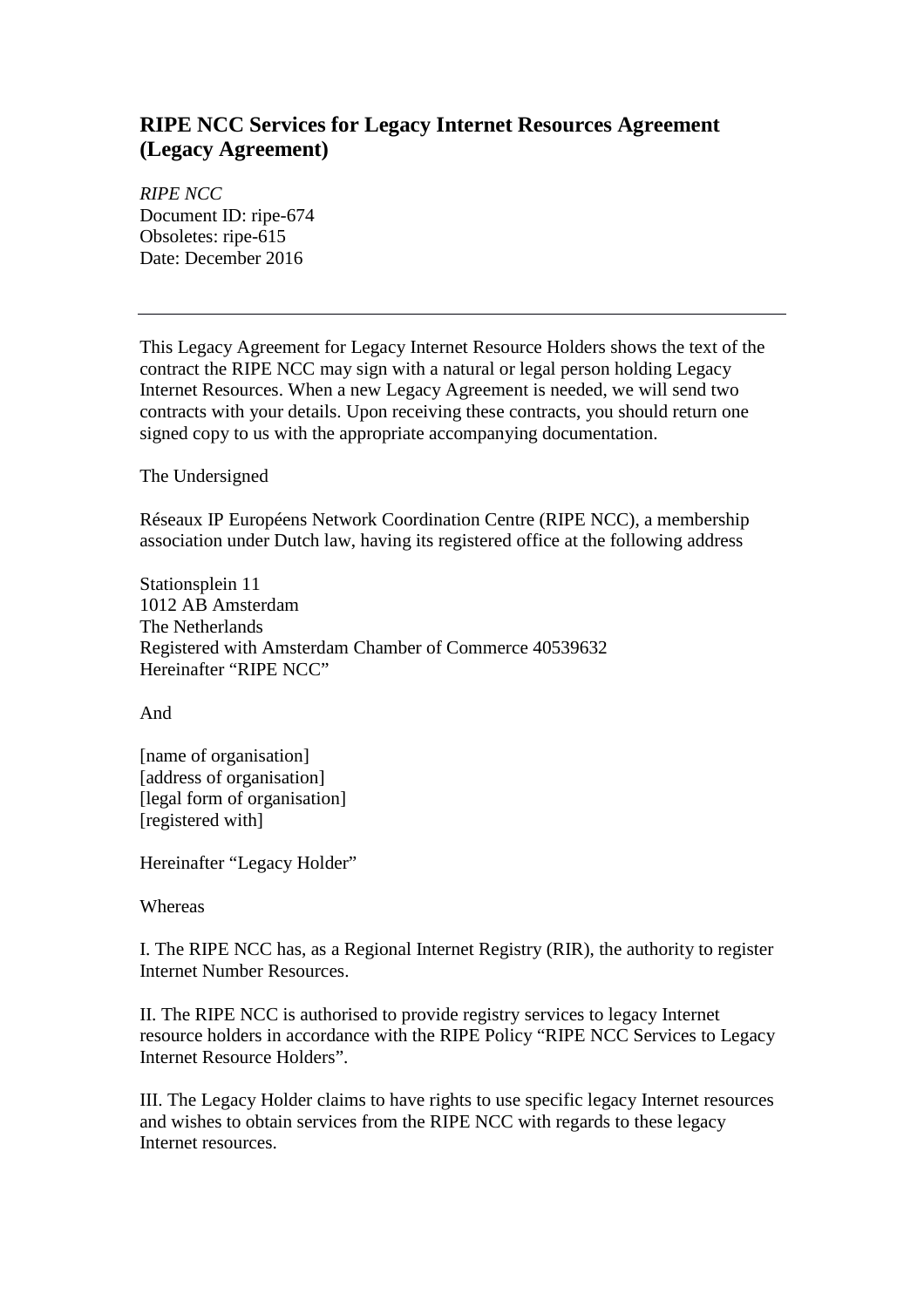# RIPE NCC Services for Legacy Internet Resources Agreement (Legacy Agreement)

*RIPE NCC*
Document ID: ripe-674
Obsoletes: ripe-615
Date: December 2016

---

This Legacy Agreement for Legacy Internet Resource Holders shows the text of the contract the RIPE NCC may sign with a natural or legal person holding Legacy Internet Resources. When a new Legacy Agreement is needed, we will send two contracts with your details. Upon receiving these contracts, you should return one signed copy to us with the appropriate accompanying documentation.

The Undersigned

Réseaux IP Européens Network Coordination Centre (RIPE NCC), a membership association under Dutch law, having its registered office at the following address

Stationsplein 11
1012 AB Amsterdam
The Netherlands
Registered with Amsterdam Chamber of Commerce 40539632
Hereinafter "RIPE NCC"

And

[name of organisation]
[address of organisation]
[legal form of organisation]
[registered with]

Hereinafter "Legacy Holder"

Whereas

I. The RIPE NCC has, as a Regional Internet Registry (RIR), the authority to register Internet Number Resources.

II. The RIPE NCC is authorised to provide registry services to legacy Internet resource holders in accordance with the RIPE Policy "RIPE NCC Services to Legacy Internet Resource Holders".

III. The Legacy Holder claims to have rights to use specific legacy Internet resources and wishes to obtain services from the RIPE NCC with regards to these legacy Internet resources.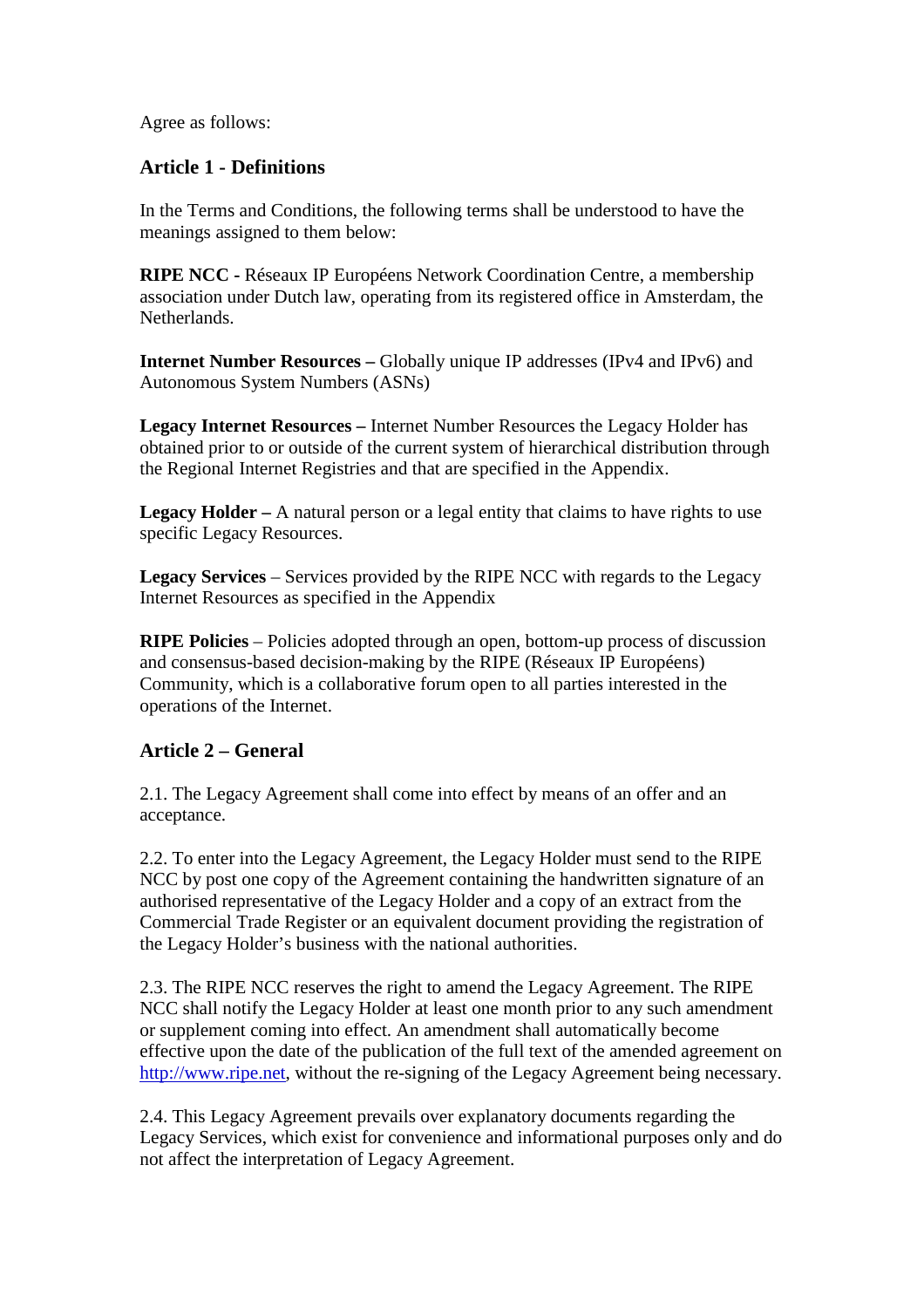Agree as follows:

## Article 1 - Definitions

In the Terms and Conditions, the following terms shall be understood to have the meanings assigned to them below:

**RIPE NCC -** Réseaux IP Européens Network Coordination Centre, a membership association under Dutch law, operating from its registered office in Amsterdam, the Netherlands.

**Internet Number Resources –** Globally unique IP addresses (IPv4 and IPv6) and Autonomous System Numbers (ASNs)

**Legacy Internet Resources –** Internet Number Resources the Legacy Holder has obtained prior to or outside of the current system of hierarchical distribution through the Regional Internet Registries and that are specified in the Appendix.

**Legacy Holder –** A natural person or a legal entity that claims to have rights to use specific Legacy Resources.

**Legacy Services** – Services provided by the RIPE NCC with regards to the Legacy Internet Resources as specified in the Appendix

**RIPE Policies** – Policies adopted through an open, bottom-up process of discussion and consensus-based decision-making by the RIPE (Réseaux IP Européens) Community, which is a collaborative forum open to all parties interested in the operations of the Internet.

## Article 2 – General

2.1. The Legacy Agreement shall come into effect by means of an offer and an acceptance.

2.2. To enter into the Legacy Agreement, the Legacy Holder must send to the RIPE NCC by post one copy of the Agreement containing the handwritten signature of an authorised representative of the Legacy Holder and a copy of an extract from the Commercial Trade Register or an equivalent document providing the registration of the Legacy Holder's business with the national authorities.

2.3. The RIPE NCC reserves the right to amend the Legacy Agreement. The RIPE NCC shall notify the Legacy Holder at least one month prior to any such amendment or supplement coming into effect. An amendment shall automatically become effective upon the date of the publication of the full text of the amended agreement on http://www.ripe.net, without the re-signing of the Legacy Agreement being necessary.

2.4. This Legacy Agreement prevails over explanatory documents regarding the Legacy Services, which exist for convenience and informational purposes only and do not affect the interpretation of Legacy Agreement.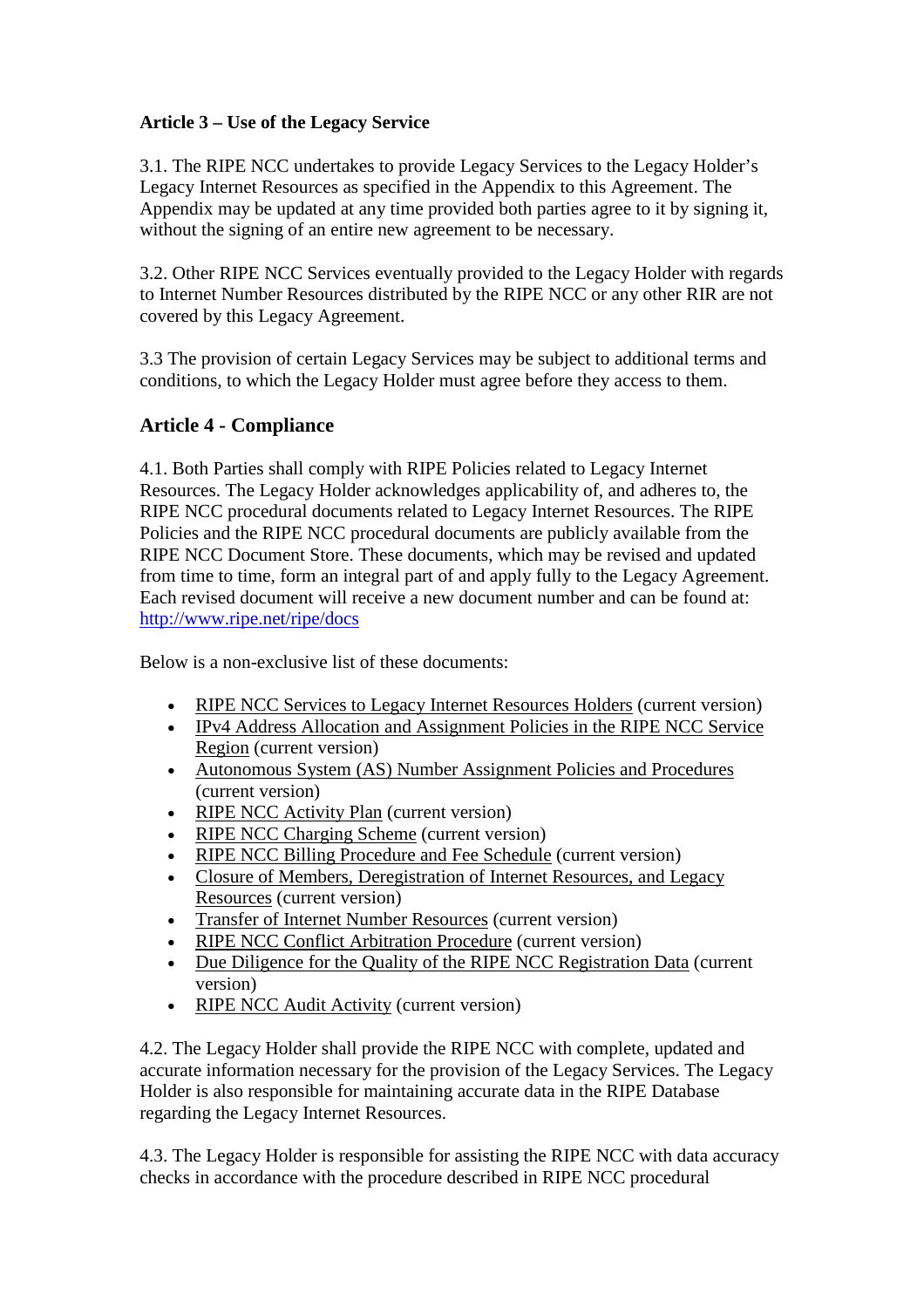**Article 3 – Use of the Legacy Service**

3.1. The RIPE NCC undertakes to provide Legacy Services to the Legacy Holder's Legacy Internet Resources as specified in the Appendix to this Agreement. The Appendix may be updated at any time provided both parties agree to it by signing it, without the signing of an entire new agreement to be necessary.

3.2. Other RIPE NCC Services eventually provided to the Legacy Holder with regards to Internet Number Resources distributed by the RIPE NCC or any other RIR are not covered by this Legacy Agreement.

3.3 The provision of certain Legacy Services may be subject to additional terms and conditions, to which the Legacy Holder must agree before they access to them.

## Article 4 - Compliance

4.1. Both Parties shall comply with RIPE Policies related to Legacy Internet Resources. The Legacy Holder acknowledges applicability of, and adheres to, the RIPE NCC procedural documents related to Legacy Internet Resources. The RIPE Policies and the RIPE NCC procedural documents are publicly available from the RIPE NCC Document Store. These documents, which may be revised and updated from time to time, form an integral part of and apply fully to the Legacy Agreement. Each revised document will receive a new document number and can be found at: http://www.ripe.net/ripe/docs

Below is a non-exclusive list of these documents:

- RIPE NCC Services to Legacy Internet Resources Holders (current version)
- IPv4 Address Allocation and Assignment Policies in the RIPE NCC Service Region (current version)
- Autonomous System (AS) Number Assignment Policies and Procedures (current version)
- RIPE NCC Activity Plan (current version)
- RIPE NCC Charging Scheme (current version)
- RIPE NCC Billing Procedure and Fee Schedule (current version)
- Closure of Members, Deregistration of Internet Resources, and Legacy Resources (current version)
- Transfer of Internet Number Resources (current version)
- RIPE NCC Conflict Arbitration Procedure (current version)
- Due Diligence for the Quality of the RIPE NCC Registration Data (current version)
- RIPE NCC Audit Activity (current version)

4.2. The Legacy Holder shall provide the RIPE NCC with complete, updated and accurate information necessary for the provision of the Legacy Services. The Legacy Holder is also responsible for maintaining accurate data in the RIPE Database regarding the Legacy Internet Resources.

4.3. The Legacy Holder is responsible for assisting the RIPE NCC with data accuracy checks in accordance with the procedure described in RIPE NCC procedural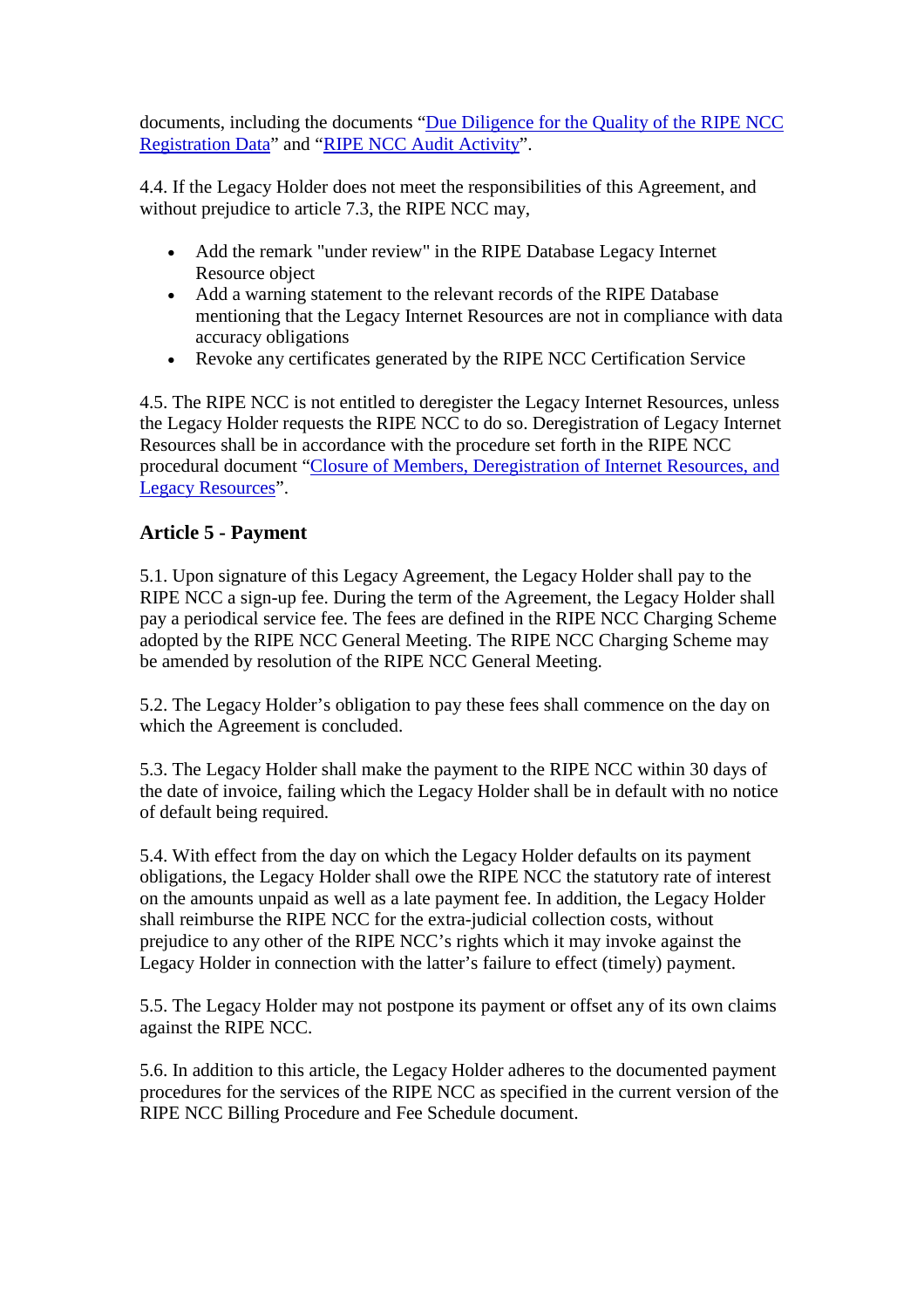documents, including the documents "Due Diligence for the Quality of the RIPE NCC Registration Data" and "RIPE NCC Audit Activity".

4.4. If the Legacy Holder does not meet the responsibilities of this Agreement, and without prejudice to article 7.3, the RIPE NCC may,

- Add the remark "under review" in the RIPE Database Legacy Internet Resource object
- Add a warning statement to the relevant records of the RIPE Database mentioning that the Legacy Internet Resources are not in compliance with data accuracy obligations
- Revoke any certificates generated by the RIPE NCC Certification Service

4.5. The RIPE NCC is not entitled to deregister the Legacy Internet Resources, unless the Legacy Holder requests the RIPE NCC to do so. Deregistration of Legacy Internet Resources shall be in accordance with the procedure set forth in the RIPE NCC procedural document "Closure of Members, Deregistration of Internet Resources, and Legacy Resources".

## Article 5 - Payment

5.1. Upon signature of this Legacy Agreement, the Legacy Holder shall pay to the RIPE NCC a sign-up fee. During the term of the Agreement, the Legacy Holder shall pay a periodical service fee. The fees are defined in the RIPE NCC Charging Scheme adopted by the RIPE NCC General Meeting. The RIPE NCC Charging Scheme may be amended by resolution of the RIPE NCC General Meeting.

5.2. The Legacy Holder's obligation to pay these fees shall commence on the day on which the Agreement is concluded.

5.3. The Legacy Holder shall make the payment to the RIPE NCC within 30 days of the date of invoice, failing which the Legacy Holder shall be in default with no notice of default being required.

5.4. With effect from the day on which the Legacy Holder defaults on its payment obligations, the Legacy Holder shall owe the RIPE NCC the statutory rate of interest on the amounts unpaid as well as a late payment fee. In addition, the Legacy Holder shall reimburse the RIPE NCC for the extra-judicial collection costs, without prejudice to any other of the RIPE NCC's rights which it may invoke against the Legacy Holder in connection with the latter's failure to effect (timely) payment.

5.5. The Legacy Holder may not postpone its payment or offset any of its own claims against the RIPE NCC.

5.6. In addition to this article, the Legacy Holder adheres to the documented payment procedures for the services of the RIPE NCC as specified in the current version of the RIPE NCC Billing Procedure and Fee Schedule document.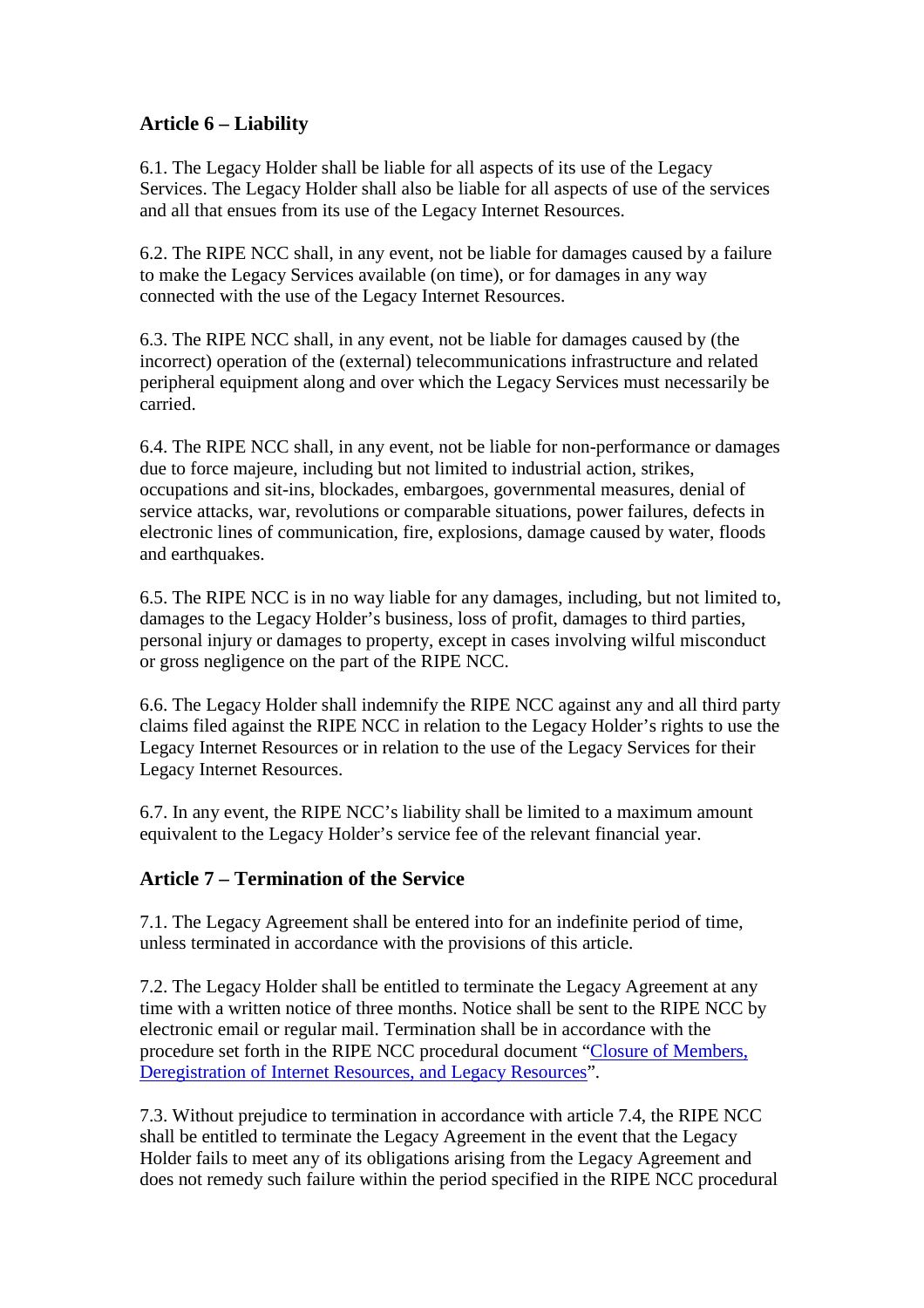## Article 6 – Liability

6.1. The Legacy Holder shall be liable for all aspects of its use of the Legacy Services. The Legacy Holder shall also be liable for all aspects of use of the services and all that ensues from its use of the Legacy Internet Resources.

6.2. The RIPE NCC shall, in any event, not be liable for damages caused by a failure to make the Legacy Services available (on time), or for damages in any way connected with the use of the Legacy Internet Resources.

6.3. The RIPE NCC shall, in any event, not be liable for damages caused by (the incorrect) operation of the (external) telecommunications infrastructure and related peripheral equipment along and over which the Legacy Services must necessarily be carried.

6.4. The RIPE NCC shall, in any event, not be liable for non-performance or damages due to force majeure, including but not limited to industrial action, strikes, occupations and sit-ins, blockades, embargoes, governmental measures, denial of service attacks, war, revolutions or comparable situations, power failures, defects in electronic lines of communication, fire, explosions, damage caused by water, floods and earthquakes.

6.5. The RIPE NCC is in no way liable for any damages, including, but not limited to, damages to the Legacy Holder's business, loss of profit, damages to third parties, personal injury or damages to property, except in cases involving wilful misconduct or gross negligence on the part of the RIPE NCC.

6.6. The Legacy Holder shall indemnify the RIPE NCC against any and all third party claims filed against the RIPE NCC in relation to the Legacy Holder's rights to use the Legacy Internet Resources or in relation to the use of the Legacy Services for their Legacy Internet Resources.

6.7. In any event, the RIPE NCC's liability shall be limited to a maximum amount equivalent to the Legacy Holder's service fee of the relevant financial year.

## Article 7 – Termination of the Service

7.1. The Legacy Agreement shall be entered into for an indefinite period of time, unless terminated in accordance with the provisions of this article.

7.2. The Legacy Holder shall be entitled to terminate the Legacy Agreement at any time with a written notice of three months. Notice shall be sent to the RIPE NCC by electronic email or regular mail. Termination shall be in accordance with the procedure set forth in the RIPE NCC procedural document "Closure of Members, Deregistration of Internet Resources, and Legacy Resources".

7.3. Without prejudice to termination in accordance with article 7.4, the RIPE NCC shall be entitled to terminate the Legacy Agreement in the event that the Legacy Holder fails to meet any of its obligations arising from the Legacy Agreement and does not remedy such failure within the period specified in the RIPE NCC procedural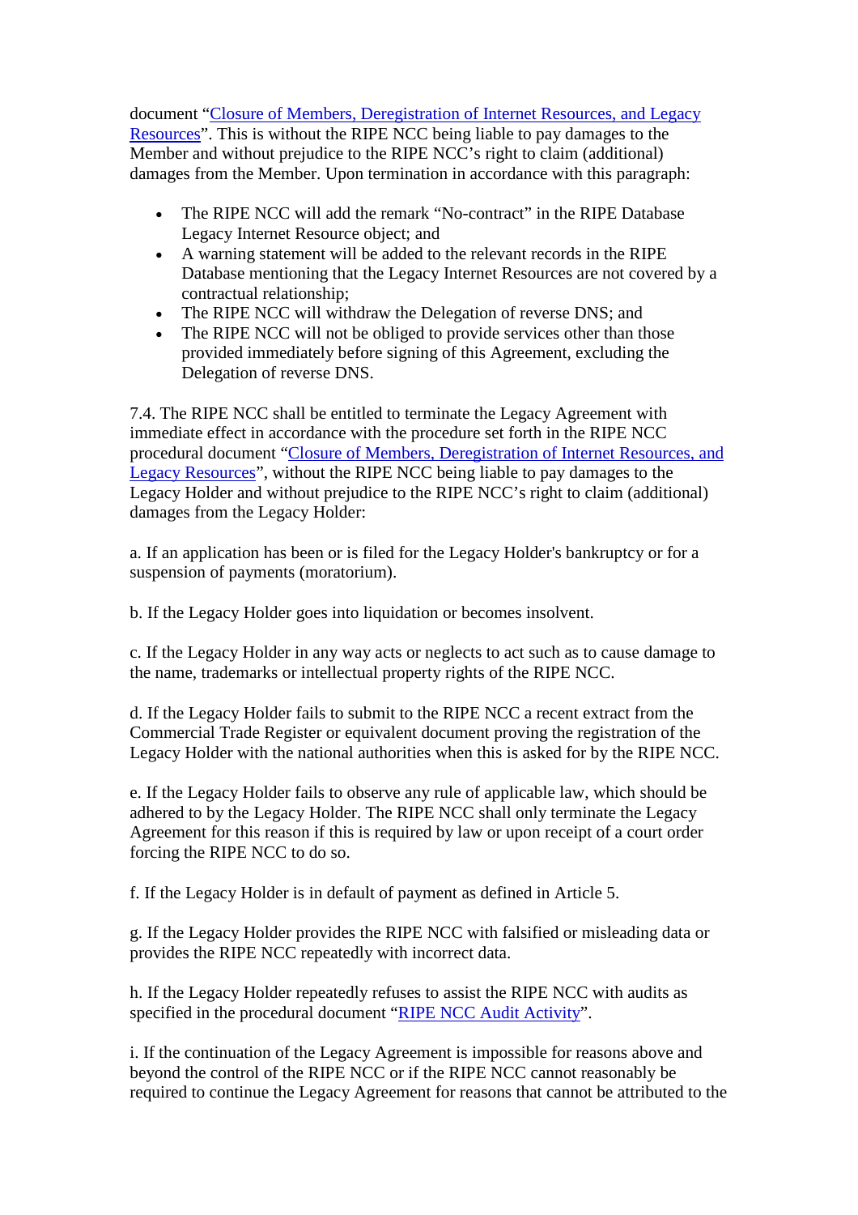document "[Closure of Members, Deregistration of Internet Resources, and Legacy Resources]()". This is without the RIPE NCC being liable to pay damages to the Member and without prejudice to the RIPE NCC's right to claim (additional) damages from the Member. Upon termination in accordance with this paragraph:

- The RIPE NCC will add the remark "No-contract" in the RIPE Database Legacy Internet Resource object; and
- A warning statement will be added to the relevant records in the RIPE Database mentioning that the Legacy Internet Resources are not covered by a contractual relationship;
- The RIPE NCC will withdraw the Delegation of reverse DNS; and
- The RIPE NCC will not be obliged to provide services other than those provided immediately before signing of this Agreement, excluding the Delegation of reverse DNS.

7.4. The RIPE NCC shall be entitled to terminate the Legacy Agreement with immediate effect in accordance with the procedure set forth in the RIPE NCC procedural document "[Closure of Members, Deregistration of Internet Resources, and Legacy Resources]()", without the RIPE NCC being liable to pay damages to the Legacy Holder and without prejudice to the RIPE NCC's right to claim (additional) damages from the Legacy Holder:

a. If an application has been or is filed for the Legacy Holder's bankruptcy or for a suspension of payments (moratorium).

b. If the Legacy Holder goes into liquidation or becomes insolvent.

c. If the Legacy Holder in any way acts or neglects to act such as to cause damage to the name, trademarks or intellectual property rights of the RIPE NCC.

d. If the Legacy Holder fails to submit to the RIPE NCC a recent extract from the Commercial Trade Register or equivalent document proving the registration of the Legacy Holder with the national authorities when this is asked for by the RIPE NCC.

e. If the Legacy Holder fails to observe any rule of applicable law, which should be adhered to by the Legacy Holder. The RIPE NCC shall only terminate the Legacy Agreement for this reason if this is required by law or upon receipt of a court order forcing the RIPE NCC to do so.

f. If the Legacy Holder is in default of payment as defined in Article 5.

g. If the Legacy Holder provides the RIPE NCC with falsified or misleading data or provides the RIPE NCC repeatedly with incorrect data.

h. If the Legacy Holder repeatedly refuses to assist the RIPE NCC with audits as specified in the procedural document "[RIPE NCC Audit Activity]()".

i. If the continuation of the Legacy Agreement is impossible for reasons above and beyond the control of the RIPE NCC or if the RIPE NCC cannot reasonably be required to continue the Legacy Agreement for reasons that cannot be attributed to the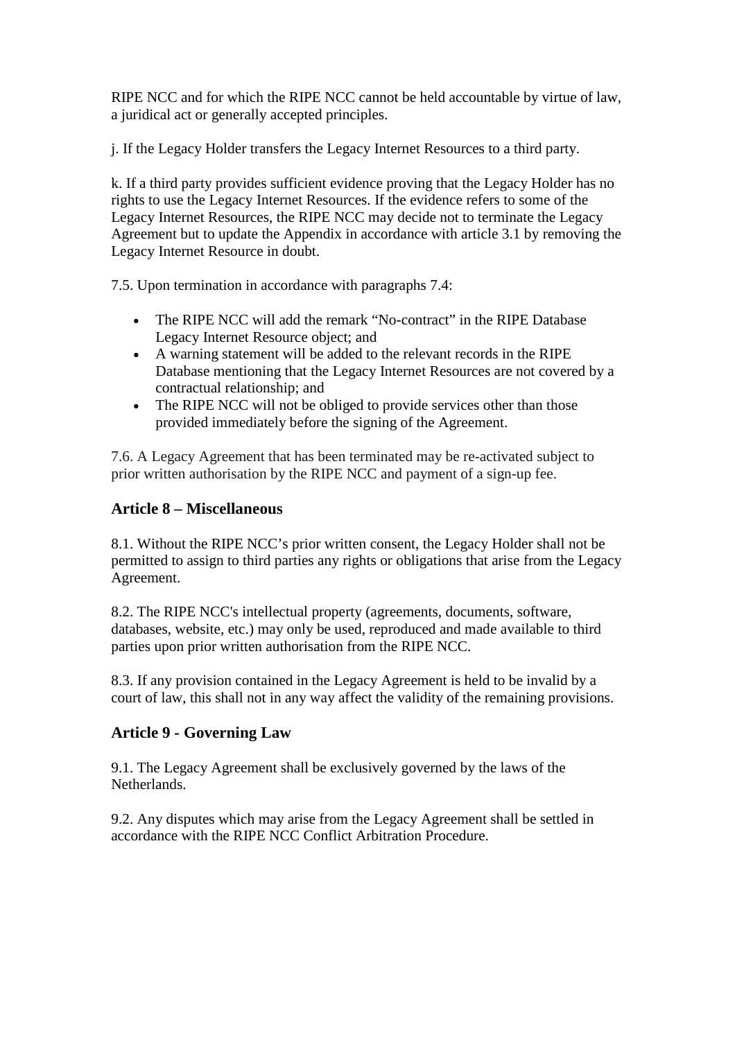RIPE NCC and for which the RIPE NCC cannot be held accountable by virtue of law, a juridical act or generally accepted principles.

j. If the Legacy Holder transfers the Legacy Internet Resources to a third party.

k. If a third party provides sufficient evidence proving that the Legacy Holder has no rights to use the Legacy Internet Resources. If the evidence refers to some of the Legacy Internet Resources, the RIPE NCC may decide not to terminate the Legacy Agreement but to update the Appendix in accordance with article 3.1 by removing the Legacy Internet Resource in doubt.

7.5. Upon termination in accordance with paragraphs 7.4:

- The RIPE NCC will add the remark “No-contract” in the RIPE Database Legacy Internet Resource object; and
- A warning statement will be added to the relevant records in the RIPE Database mentioning that the Legacy Internet Resources are not covered by a contractual relationship; and
- The RIPE NCC will not be obliged to provide services other than those provided immediately before the signing of the Agreement.

7.6. A Legacy Agreement that has been terminated may be re-activated subject to prior written authorisation by the RIPE NCC and payment of a sign-up fee.

### Article 8 – Miscellaneous

8.1. Without the RIPE NCC’s prior written consent, the Legacy Holder shall not be permitted to assign to third parties any rights or obligations that arise from the Legacy Agreement.

8.2. The RIPE NCC's intellectual property (agreements, documents, software, databases, website, etc.) may only be used, reproduced and made available to third parties upon prior written authorisation from the RIPE NCC.

8.3. If any provision contained in the Legacy Agreement is held to be invalid by a court of law, this shall not in any way affect the validity of the remaining provisions.

### Article 9 - Governing Law

9.1. The Legacy Agreement shall be exclusively governed by the laws of the Netherlands.

9.2. Any disputes which may arise from the Legacy Agreement shall be settled in accordance with the RIPE NCC Conflict Arbitration Procedure.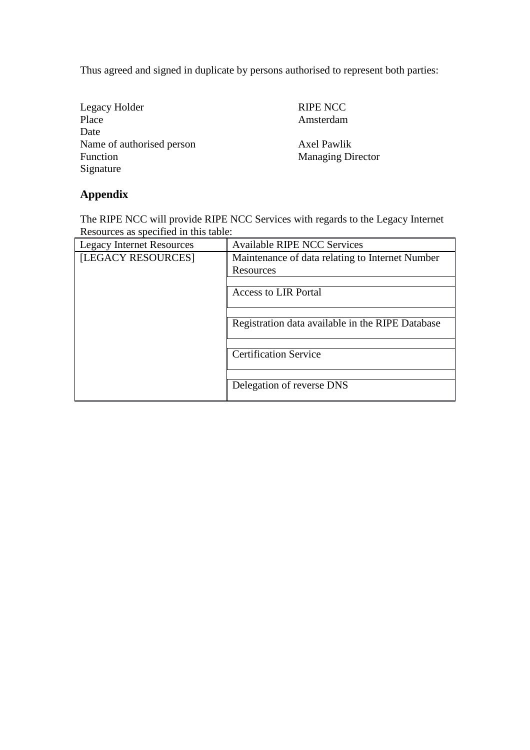Thus agreed and signed in duplicate by persons authorised to represent both parties:

| | |
|---|---|
| Legacy Holder | RIPE NCC |
| Place | Amsterdam |
| Date | |
| Name of authorised person | Axel Pawlik |
| Function | Managing Director |
| Signature | |

## Appendix

The RIPE NCC will provide RIPE NCC Services with regards to the Legacy Internet Resources as specified in this table:

| Legacy Internet Resources | Available RIPE NCC Services |
|---|---|
| [LEGACY RESOURCES] | Maintenance of data relating to Internet Number Resources |
| | Access to LIR Portal |
| | Registration data available in the RIPE Database |
| | Certification Service |
| | Delegation of reverse DNS |